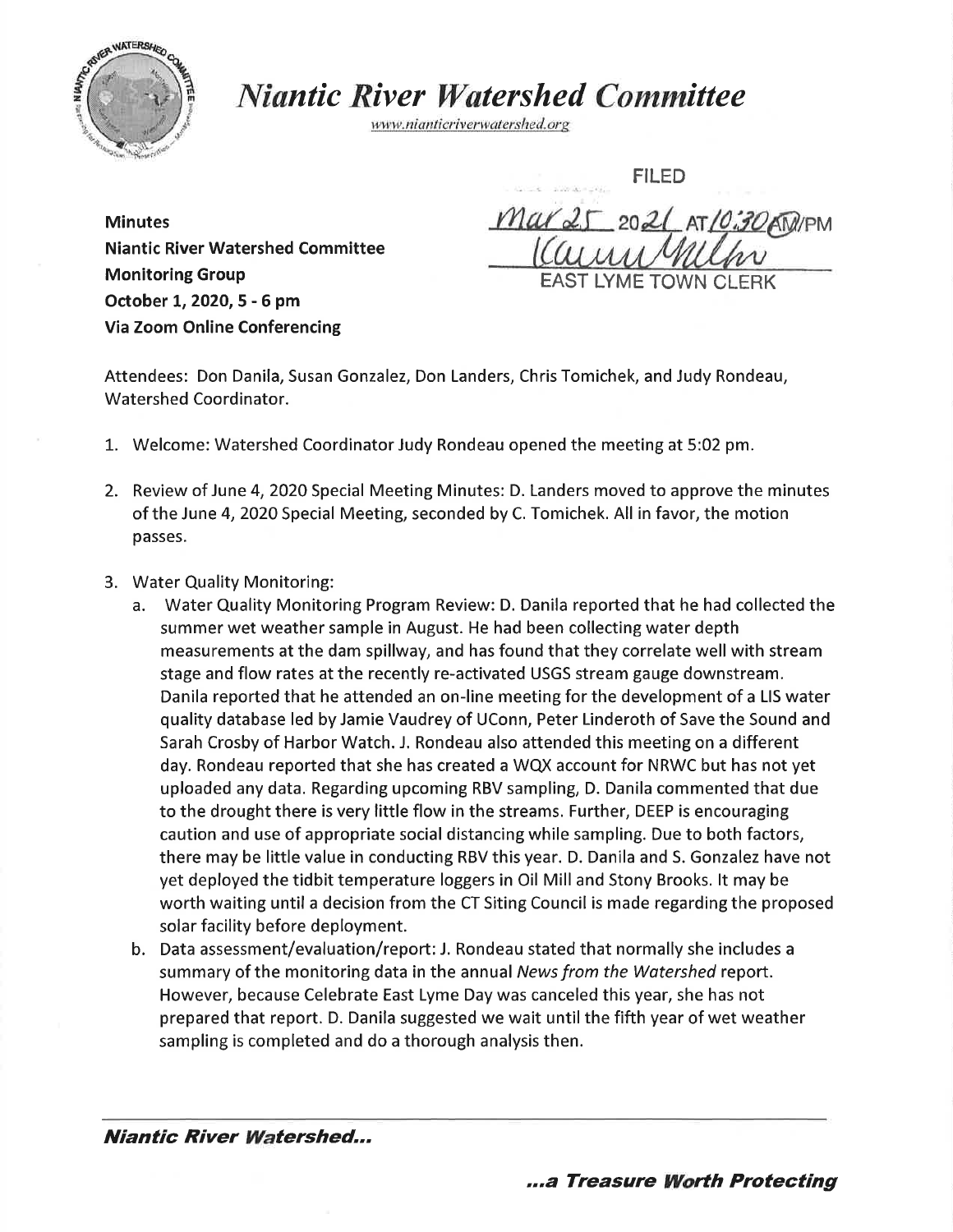# *Niantic River Watershed Committee*

www.nianticriverwatershed.org

FILED

Mar 25 2021 AT 10:30 AM/PM

EAST LYME TOWN CLERK

**Minutes**
**Niantic River Watershed Committee**
**Monitoring Group**
**October 1, 2020, 5 - 6 pm**
**Via Zoom Online Conferencing**

Attendees: Don Danila, Susan Gonzalez, Don Landers, Chris Tomichek, and Judy Rondeau, Watershed Coordinator.

1. Welcome: Watershed Coordinator Judy Rondeau opened the meeting at 5:02 pm.

2. Review of June 4, 2020 Special Meeting Minutes: D. Landers moved to approve the minutes of the June 4, 2020 Special Meeting, seconded by C. Tomichek. All in favor, the motion passes.

3. Water Quality Monitoring:
   a. Water Quality Monitoring Program Review: D. Danila reported that he had collected the summer wet weather sample in August. He had been collecting water depth measurements at the dam spillway, and has found that they correlate well with stream stage and flow rates at the recently re-activated USGS stream gauge downstream. Danila reported that he attended an on-line meeting for the development of a LIS water quality database led by Jamie Vaudrey of UConn, Peter Linderoth of Save the Sound and Sarah Crosby of Harbor Watch. J. Rondeau also attended this meeting on a different day. Rondeau reported that she has created a WQX account for NRWC but has not yet uploaded any data. Regarding upcoming RBV sampling, D. Danila commented that due to the drought there is very little flow in the streams. Further, DEEP is encouraging caution and use of appropriate social distancing while sampling. Due to both factors, there may be little value in conducting RBV this year. D. Danila and S. Gonzalez have not yet deployed the tidbit temperature loggers in Oil Mill and Stony Brooks. It may be worth waiting until a decision from the CT Siting Council is made regarding the proposed solar facility before deployment.
   b. Data assessment/evaluation/report: J. Rondeau stated that normally she includes a summary of the monitoring data in the annual *News from the Watershed* report. However, because Celebrate East Lyme Day was canceled this year, she has not prepared that report. D. Danila suggested we wait until the fifth year of wet weather sampling is completed and do a thorough analysis then.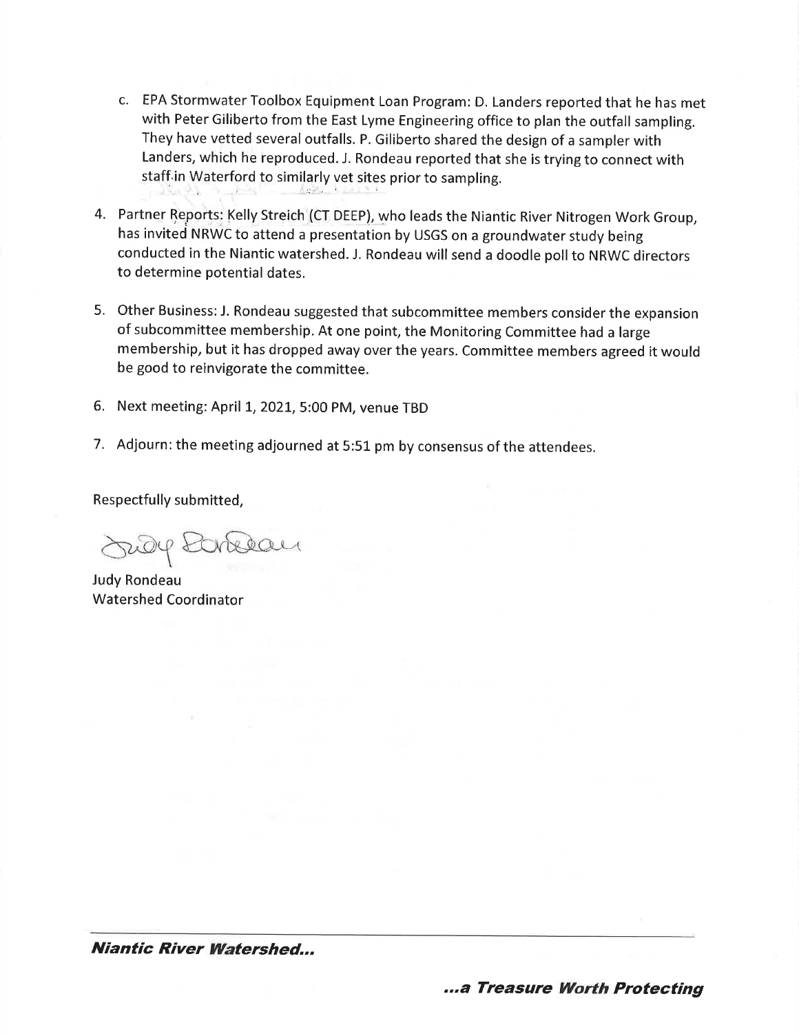c. EPA Stormwater Toolbox Equipment Loan Program: D. Landers reported that he has met with Peter Giliberto from the East Lyme Engineering office to plan the outfall sampling. They have vetted several outfalls. P. Giliberto shared the design of a sampler with Landers, which he reproduced. J. Rondeau reported that she is trying to connect with staff in Waterford to similarly vet sites prior to sampling.

4. Partner Reports: Kelly Streich (CT DEEP), who leads the Niantic River Nitrogen Work Group, has invited NRWC to attend a presentation by USGS on a groundwater study being conducted in the Niantic watershed. J. Rondeau will send a doodle poll to NRWC directors to determine potential dates.

5. Other Business: J. Rondeau suggested that subcommittee members consider the expansion of subcommittee membership. At one point, the Monitoring Committee had a large membership, but it has dropped away over the years. Committee members agreed it would be good to reinvigorate the committee.

6. Next meeting: April 1, 2021, 5:00 PM, venue TBD

7. Adjourn: the meeting adjourned at 5:51 pm by consensus of the attendees.

Respectfully submitted,

Judy Rondeau

Judy Rondeau
Watershed Coordinator

***Niantic River Watershed...***

***...a Treasure Worth Protecting***